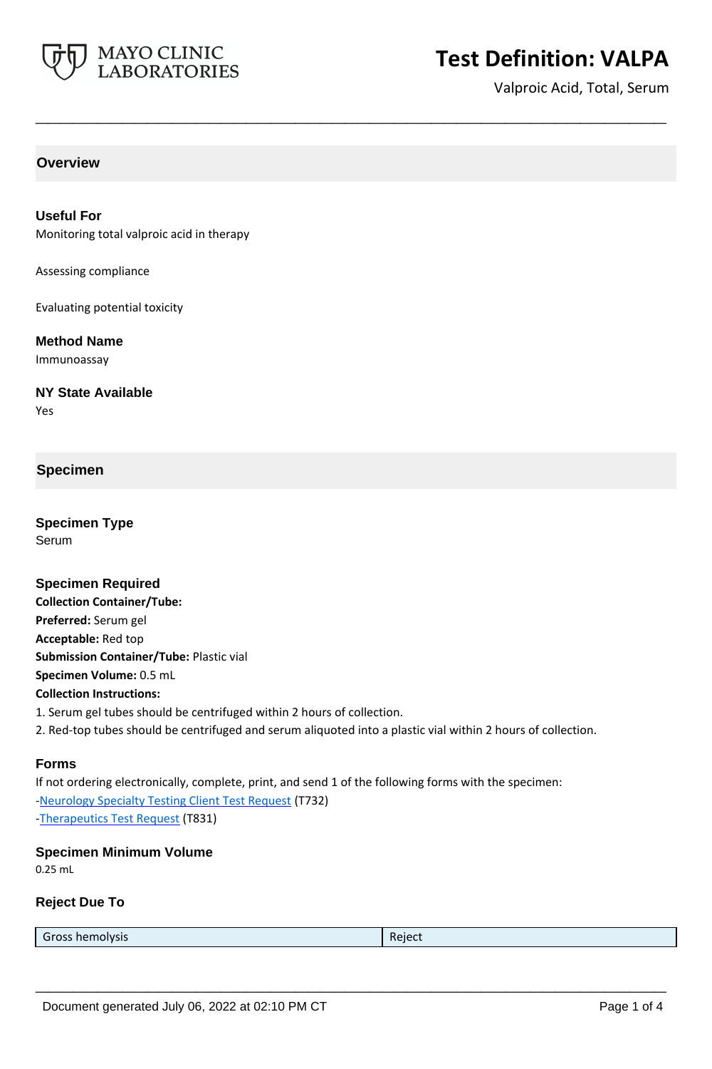# Test Definition: VALPA

Valproic Acid, Total, Serum

## Overview

### Useful For

Monitoring total valproic acid in therapy

Assessing compliance

Evaluating potential toxicity

### Method Name

Immunoassay

### NY State Available

Yes

## Specimen

### Specimen Type

Serum

### Specimen Required

**Collection Container/Tube:**
**Preferred:** Serum gel
**Acceptable:** Red top
**Submission Container/Tube:** Plastic vial
**Specimen Volume:** 0.5 mL
**Collection Instructions:**

1. Serum gel tubes should be centrifuged within 2 hours of collection.
2. Red-top tubes should be centrifuged and serum aliquoted into a plastic vial within 2 hours of collection.

### Forms

If not ordering electronically, complete, print, and send 1 of the following forms with the specimen:
-Neurology Specialty Testing Client Test Request (T732)
-Therapeutics Test Request (T831)

### Specimen Minimum Volume

0.25 mL

### Reject Due To

| Gross hemolysis | Reject |
|---|---|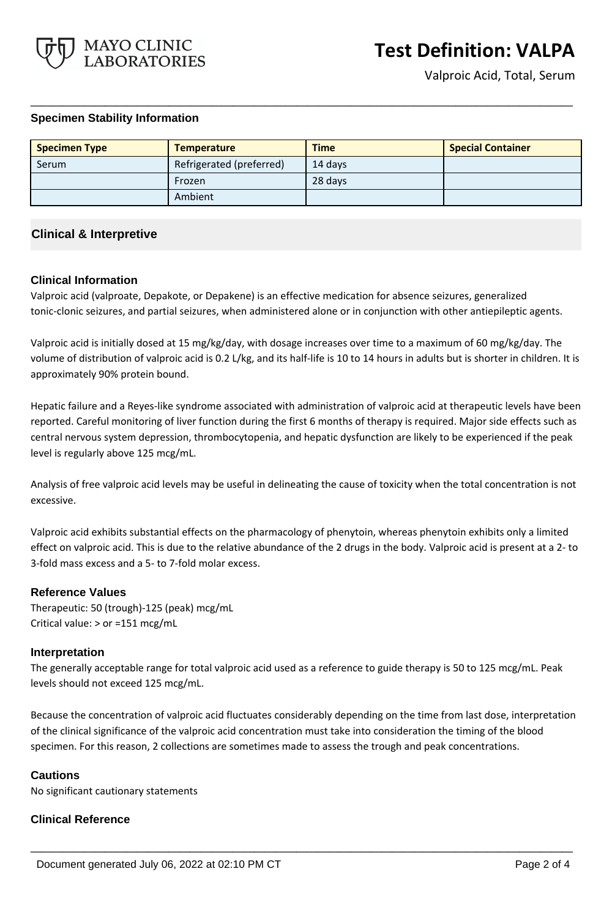### Specimen Stability Information

| Specimen Type | Temperature | Time | Special Container |
|---|---|---|---|
| Serum | Refrigerated (preferred) | 14 days | |
| | Frozen | 28 days | |
| | Ambient | | |

## Clinical & Interpretive

### Clinical Information

Valproic acid (valproate, Depakote, or Depakene) is an effective medication for absence seizures, generalized tonic-clonic seizures, and partial seizures, when administered alone or in conjunction with other antiepileptic agents.

Valproic acid is initially dosed at 15 mg/kg/day, with dosage increases over time to a maximum of 60 mg/kg/day. The volume of distribution of valproic acid is 0.2 L/kg, and its half-life is 10 to 14 hours in adults but is shorter in children. It is approximately 90% protein bound.

Hepatic failure and a Reyes-like syndrome associated with administration of valproic acid at therapeutic levels have been reported. Careful monitoring of liver function during the first 6 months of therapy is required. Major side effects such as central nervous system depression, thrombocytopenia, and hepatic dysfunction are likely to be experienced if the peak level is regularly above 125 mcg/mL.

Analysis of free valproic acid levels may be useful in delineating the cause of toxicity when the total concentration is not excessive.

Valproic acid exhibits substantial effects on the pharmacology of phenytoin, whereas phenytoin exhibits only a limited effect on valproic acid. This is due to the relative abundance of the 2 drugs in the body. Valproic acid is present at a 2- to 3-fold mass excess and a 5- to 7-fold molar excess.

### Reference Values

Therapeutic: 50 (trough)-125 (peak) mcg/mL
Critical value: > or =151 mcg/mL

### Interpretation

The generally acceptable range for total valproic acid used as a reference to guide therapy is 50 to 125 mcg/mL. Peak levels should not exceed 125 mcg/mL.

Because the concentration of valproic acid fluctuates considerably depending on the time from last dose, interpretation of the clinical significance of the valproic acid concentration must take into consideration the timing of the blood specimen. For this reason, 2 collections are sometimes made to assess the trough and peak concentrations.

### Cautions

No significant cautionary statements

### Clinical Reference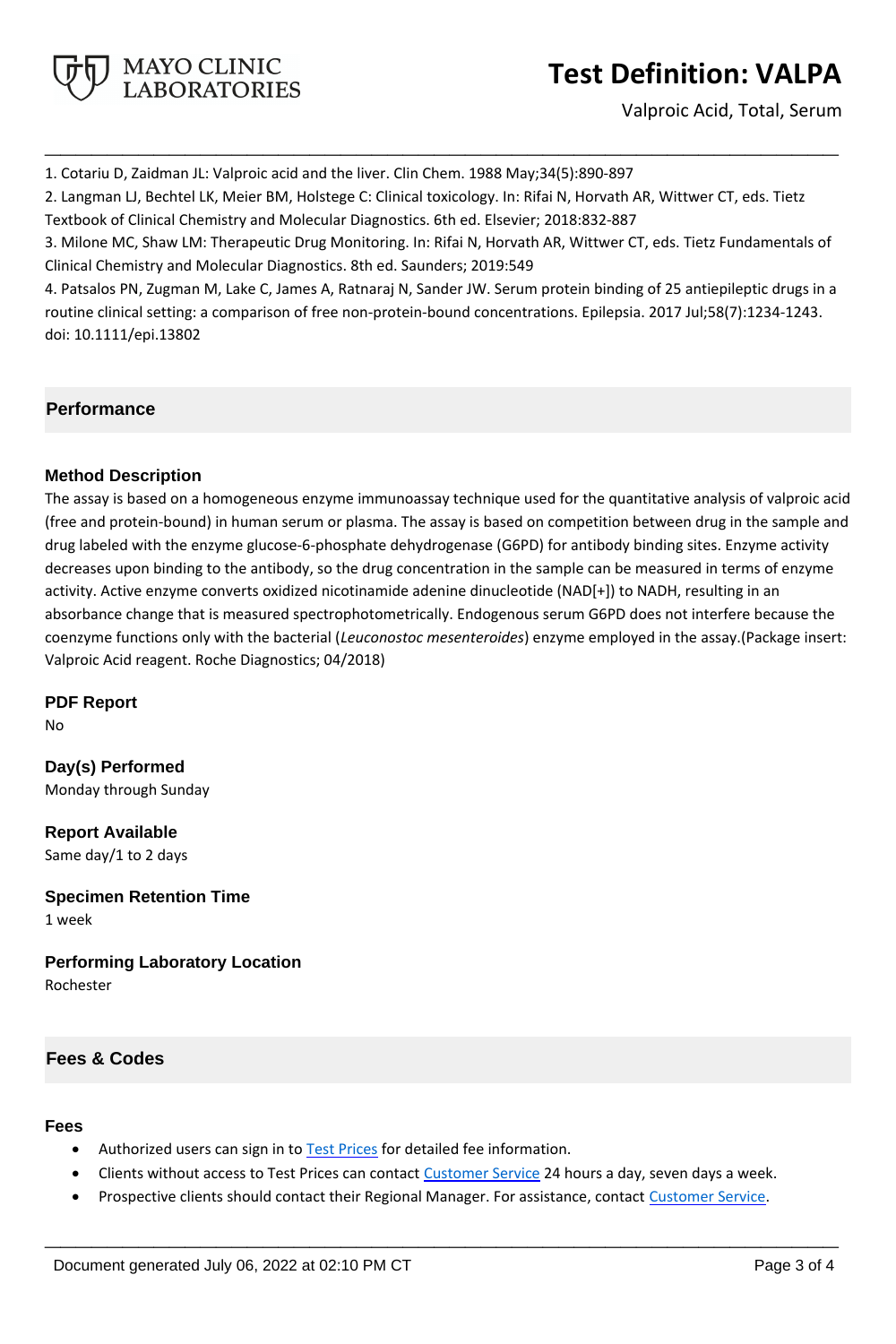1. Cotariu D, Zaidman JL: Valproic acid and the liver. Clin Chem. 1988 May;34(5):890-897
2. Langman LJ, Bechtel LK, Meier BM, Holstege C: Clinical toxicology. In: Rifai N, Horvath AR, Wittwer CT, eds. Tietz Textbook of Clinical Chemistry and Molecular Diagnostics. 6th ed. Elsevier; 2018:832-887
3. Milone MC, Shaw LM: Therapeutic Drug Monitoring. In: Rifai N, Horvath AR, Wittwer CT, eds. Tietz Fundamentals of Clinical Chemistry and Molecular Diagnostics. 8th ed. Saunders; 2019:549
4. Patsalos PN, Zugman M, Lake C, James A, Ratnaraj N, Sander JW. Serum protein binding of 25 antiepileptic drugs in a routine clinical setting: a comparison of free non-protein-bound concentrations. Epilepsia. 2017 Jul;58(7):1234-1243. doi: 10.1111/epi.13802

## Performance

### Method Description

The assay is based on a homogeneous enzyme immunoassay technique used for the quantitative analysis of valproic acid (free and protein-bound) in human serum or plasma. The assay is based on competition between drug in the sample and drug labeled with the enzyme glucose-6-phosphate dehydrogenase (G6PD) for antibody binding sites. Enzyme activity decreases upon binding to the antibody, so the drug concentration in the sample can be measured in terms of enzyme activity. Active enzyme converts oxidized nicotinamide adenine dinucleotide (NAD[+]) to NADH, resulting in an absorbance change that is measured spectrophotometrically. Endogenous serum G6PD does not interfere because the coenzyme functions only with the bacterial (*Leuconostoc mesenteroides*) enzyme employed in the assay.(Package insert: Valproic Acid reagent. Roche Diagnostics; 04/2018)

### PDF Report

No

### Day(s) Performed

Monday through Sunday

### Report Available

Same day/1 to 2 days

### Specimen Retention Time

1 week

### Performing Laboratory Location

Rochester

## Fees & Codes

### Fees

- Authorized users can sign in to Test Prices for detailed fee information.
- Clients without access to Test Prices can contact Customer Service 24 hours a day, seven days a week.
- Prospective clients should contact their Regional Manager. For assistance, contact Customer Service.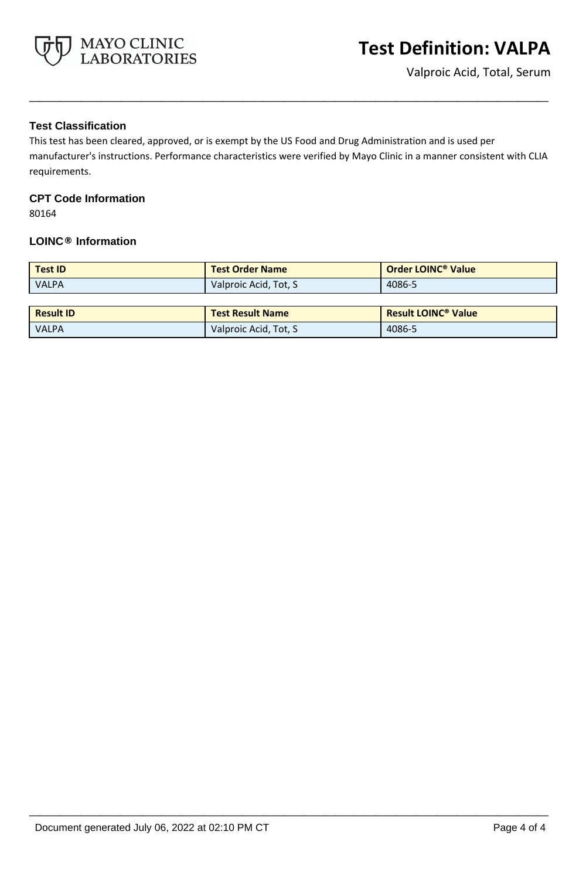### Test Classification

This test has been cleared, approved, or is exempt by the US Food and Drug Administration and is used per manufacturer's instructions. Performance characteristics were verified by Mayo Clinic in a manner consistent with CLIA requirements.

### CPT Code Information

80164

### LOINC® Information

| Test ID | Test Order Name | Order LOINC® Value |
|---|---|---|
| VALPA | Valproic Acid, Tot, S | 4086-5 |

| Result ID | Test Result Name | Result LOINC® Value |
|---|---|---|
| VALPA | Valproic Acid, Tot, S | 4086-5 |